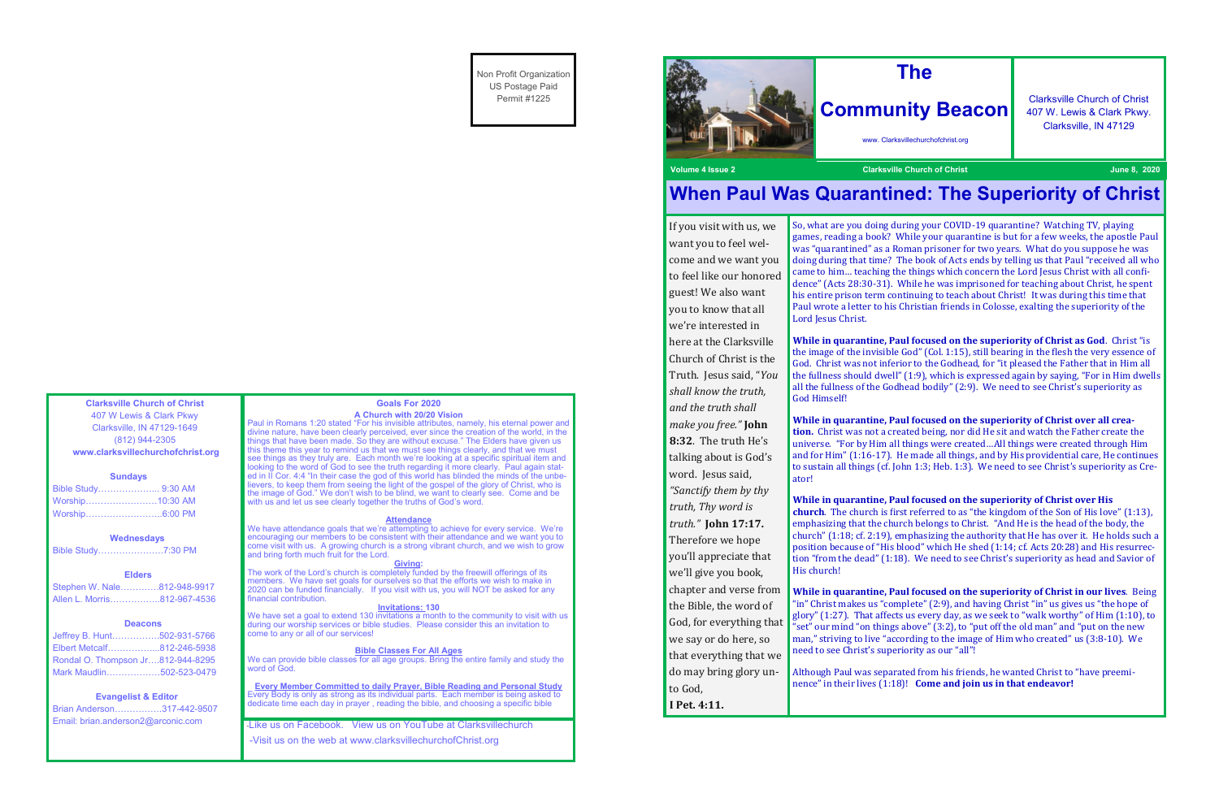Non Profit Organization
US Postage Paid
Permit #1225

# The Community Beacon

www. Clarksvillechurchofchrist.org

Clarksville Church of Christ
407 W. Lewis & Clark Pkwy.
Clarksville, IN 47129

**Volume 4 Issue 2** — **Clarksville Church of Christ** — **June 8, 2020**

## When Paul Was Quarantined: The Superiority of Christ

If you visit with us, we want you to feel welcome and we want you to feel like our honored guest! We also want you to know that all we're interested in here at the Clarksville Church of Christ is the Truth. Jesus said, "*You shall know the truth, and the truth shall make you free.*" **John 8:32**. The truth He's talking about is God's word. Jesus said, *"Sanctify them by thy truth, Thy word is truth."* **John 17:17.** Therefore we hope you'll appreciate that we'll give you book, chapter and verse from the Bible, the word of God, for everything that we say or do here, so that everything that we do may bring glory unto God, **I Pet. 4:11.**

So, what are you doing during your COVID-19 quarantine? Watching TV, playing games, reading a book? While your quarantine is but for a few weeks, the apostle Paul was "quarantined" as a Roman prisoner for two years. What do you suppose he was doing during that time? The book of Acts ends by telling us that Paul "received all who came to him… teaching the things which concern the Lord Jesus Christ with all confidence" (Acts 28:30-31). While he was imprisoned for teaching about Christ, he spent his entire prison term continuing to teach about Christ! It was during this time that Paul wrote a letter to his Christian friends in Colosse, exalting the superiority of the Lord Jesus Christ.

**While in quarantine, Paul focused on the superiority of Christ as God**. Christ "is the image of the invisible God" (Col. 1:15), still bearing in the flesh the very essence of God. Christ was not inferior to the Godhead, for "it pleased the Father that in Him all the fullness should dwell" (1:9), which is expressed again by saying, "For in Him dwells all the fullness of the Godhead bodily" (2:9). We need to see Christ's superiority as God Himself!

**While in quarantine, Paul focused on the superiority of Christ over all creation.** Christ was not a created being, nor did He sit and watch the Father create the universe. "For by Him all things were created…All things were created through Him and for Him" (1:16-17). He made all things, and by His providential care, He continues to sustain all things (cf. John 1:3; Heb. 1:3). We need to see Christ's superiority as Creator!

**While in quarantine, Paul focused on the superiority of Christ over His church**. The church is first referred to as "the kingdom of the Son of His love" (1:13), emphasizing that the church belongs to Christ. "And He is the head of the body, the church" (1:18; cf. 2:19), emphasizing the authority that He has over it. He holds such a position because of "His blood" which He shed (1:14; cf. Acts 20:28) and His resurrection "from the dead" (1:18). We need to see Christ's superiority as head and Savior of His church!

**While in quarantine, Paul focused on the superiority of Christ in our lives**. Being "in" Christ makes us "complete" (2:9), and having Christ "in" us gives us "the hope of glory" (1:27). That affects us every day, as we seek to "walk worthy" of Him (1:10), to "set" our mind "on things above" (3:2), to "put off the old man" and "put on the new man," striving to live "according to the image of Him who created" us (3:8-10). We need to see Christ's superiority as our "all"!

Although Paul was separated from his friends, he wanted Christ to "have preeminence" in their lives (1:18)! **Come and join us in that endeavor!**

---

**Clarksville Church of Christ**
407 W Lewis & Clark Pkwy
Clarksville, IN 47129-1649
(812) 944-2305
**www.clarksvillechurchofchrist.org**

**Sundays**
Bible Study………………... 9:30 AM
Worship……………………10:30 AM
Worship……………………..6:00 PM

**Wednesdays**
Bible Study………………….7:30 PM

**Elders**
Stephen W. Nale………….812-948-9917
Allen L. Morris……………..812-967-4536

**Deacons**
Jeffrey B. Hunt…………….502-931-5766
Elbert Metcalf……………..812-246-5938
Rondal O. Thompson Jr….812-944-8295
Mark Maudlin……………...502-523-0479

**Evangelist & Editor**
Brian Anderson…………….317-442-9507
Email: brian.anderson2@arconic.com

---

### Goals For 2020

**A Church with 20/20 Vision**

Paul in Romans 1:20 stated "For his invisible attributes, namely, his eternal power and divine nature, have been clearly perceived, ever since the creation of the world, in the things that have been made. So they are without excuse." The Elders have given us this theme this year to remind us that we must see things clearly, and that we must see things as they truly are. Each month we're looking at a specific spiritual item and looking to the word of God to see the truth regarding it more clearly. Paul again stated in II Cor. 4:4 "In their case the god of this world has blinded the minds of the unbelievers, to keep them from seeing the light of the gospel of the glory of Christ, who is the image of God." We don't wish to be blind, we want to clearly see. Come and be with us and let us see clearly together the truths of God's word.

**Attendance**

We have attendance goals that we're attempting to achieve for every service. We're encouraging our members to be consistent with their attendance and we want you to come visit with us. A growing church is a strong vibrant church, and we wish to grow and bring forth much fruit for the Lord.

**Giving:**

The work of the Lord's church is completely funded by the freewill offerings of its members. We have set goals for ourselves so that the efforts we wish to make in 2020 can be funded financially. If you visit with us, you will NOT be asked for any financial contribution.

**Invitations: 130**

We have set a goal to extend 130 invitations a month to the community to visit with us during our worship services or bible studies. Please consider this an invitation to come to any or all of our services!

**Bible Classes For All Ages**

We can provide bible classes for all age groups. Bring the entire family and study the word of God.

**Every Member Committed to daily Prayer, Bible Reading and Personal Study**

Every Body is only as strong as its individual parts. Each member is being asked to dedicate time each day in prayer , reading the bible, and choosing a specific bible

-Like us on Facebook. View us on YouTube at Clarksvillechurch
-Visit us on the web at www.clarksvillechurchofChrist.org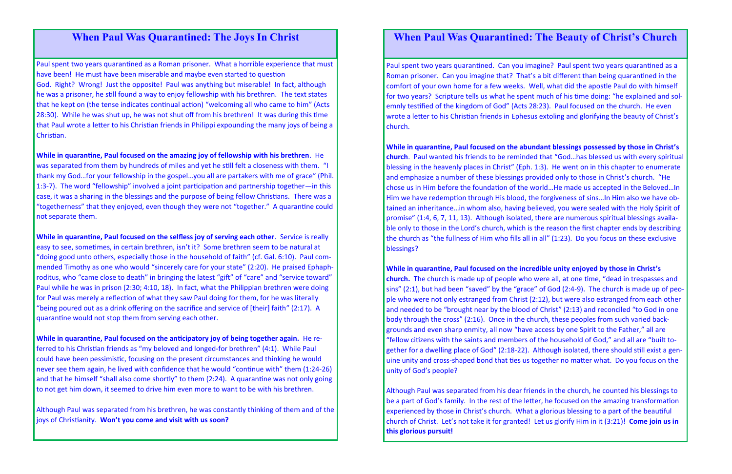## When Paul Was Quarantined: The Joys In Christ

Paul spent two years quarantined as a Roman prisoner. What a horrible experience that must have been! He must have been miserable and maybe even started to question God. Right? Wrong! Just the opposite! Paul was anything but miserable! In fact, although he was a prisoner, he still found a way to enjoy fellowship with his brethren. The text states that he kept on (the tense indicates continual action) "welcoming all who came to him" (Acts 28:30). While he was shut up, he was not shut off from his brethren! It was during this time that Paul wrote a letter to his Christian friends in Philippi expounding the many joys of being a Christian.

**While in quarantine, Paul focused on the amazing joy of fellowship with his brethren**. He was separated from them by hundreds of miles and yet he still felt a closeness with them. "I thank my God…for your fellowship in the gospel…you all are partakers with me of grace" (Phil. 1:3-7). The word "fellowship" involved a joint participation and partnership together—in this case, it was a sharing in the blessings and the purpose of being fellow Christians. There was a "togetherness" that they enjoyed, even though they were not "together." A quarantine could not separate them.

**While in quarantine, Paul focused on the selfless joy of serving each other**. Service is really easy to see, sometimes, in certain brethren, isn't it? Some brethren seem to be natural at "doing good unto others, especially those in the household of faith" (cf. Gal. 6:10). Paul commended Timothy as one who would "sincerely care for your state" (2:20). He praised Epaphroditus, who "came close to death" in bringing the latest "gift" of "care" and "service toward" Paul while he was in prison (2:30; 4:10, 18). In fact, what the Philippian brethren were doing for Paul was merely a reflection of what they saw Paul doing for them, for he was literally "being poured out as a drink offering on the sacrifice and service of [their] faith" (2:17). A quarantine would not stop them from serving each other.

**While in quarantine, Paul focused on the anticipatory joy of being together again.** He referred to his Christian friends as "my beloved and longed-for brethren" (4:1). While Paul could have been pessimistic, focusing on the present circumstances and thinking he would never see them again, he lived with confidence that he would "continue with" them (1:24-26) and that he himself "shall also come shortly" to them (2:24). A quarantine was not only going to not get him down, it seemed to drive him even more to want to be with his brethren.

Although Paul was separated from his brethren, he was constantly thinking of them and of the joys of Christianity. **Won't you come and visit with us soon?**

## When Paul Was Quarantined: The Beauty of Christ's Church

Paul spent two years quarantined. Can you imagine? Paul spent two years quarantined as a Roman prisoner. Can you imagine that? That's a bit different than being quarantined in the comfort of your own home for a few weeks. Well, what did the apostle Paul do with himself for two years? Scripture tells us what he spent much of his time doing: "he explained and solemnly testified of the kingdom of God" (Acts 28:23). Paul focused on the church. He even wrote a letter to his Christian friends in Ephesus extoling and glorifying the beauty of Christ's church.

**While in quarantine, Paul focused on the abundant blessings possessed by those in Christ's church**. Paul wanted his friends to be reminded that "God…has blessed us with every spiritual blessing in the heavenly places in Christ" (Eph. 1:3). He went on in this chapter to enumerate and emphasize a number of these blessings provided only to those in Christ's church. "He chose us in Him before the foundation of the world…He made us accepted in the Beloved…In Him we have redemption through His blood, the forgiveness of sins…In Him also we have obtained an inheritance…in whom also, having believed, you were sealed with the Holy Spirit of promise" (1:4, 6, 7, 11, 13). Although isolated, there are numerous spiritual blessings available only to those in the Lord's church, which is the reason the first chapter ends by describing the church as "the fullness of Him who fills all in all" (1:23). Do you focus on these exclusive blessings?

**While in quarantine, Paul focused on the incredible unity enjoyed by those in Christ's church.** The church is made up of people who were all, at one time, "dead in trespasses and sins" (2:1), but had been "saved" by the "grace" of God (2:4-9). The church is made up of people who were not only estranged from Christ (2:12), but were also estranged from each other and needed to be "brought near by the blood of Christ" (2:13) and reconciled "to God in one body through the cross" (2:16). Once in the church, these peoples from such varied backgrounds and even sharp enmity, all now "have access by one Spirit to the Father," all are "fellow citizens with the saints and members of the household of God," and all are "built together for a dwelling place of God" (2:18-22). Although isolated, there should still exist a genuine unity and cross-shaped bond that ties us together no matter what. Do you focus on the unity of God's people?

Although Paul was separated from his dear friends in the church, he counted his blessings to be a part of God's family. In the rest of the letter, he focused on the amazing transformation experienced by those in Christ's church. What a glorious blessing to a part of the beautiful church of Christ. Let's not take it for granted! Let us glorify Him in it (3:21)! **Come join us in this glorious pursuit!**